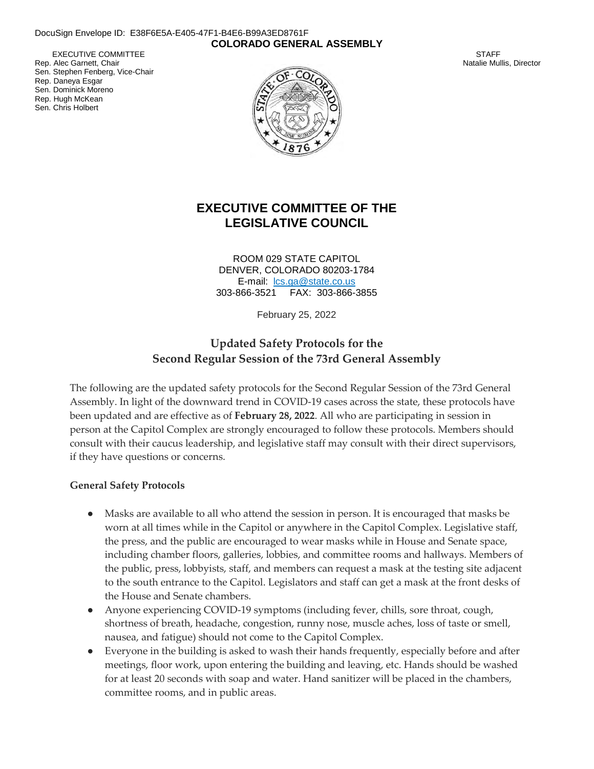DocuSign Envelope ID: E38F6E5A-E405-47F1-B4E6-B99A3ED8761F

**COLORADO GENERAL ASSEMBLY**

EXECUTIVE COMMITTEE
Rep. Alec Garnett, Chair
Sen. Stephen Fenberg, Vice-Chair
Rep. Daneya Esgar
Sen. Dominick Moreno
Rep. Hugh McKean
Sen. Chris Holbert

STAFF
Natalie Mullis, Director

# EXECUTIVE COMMITTEE OF THE LEGISLATIVE COUNCIL

ROOM 029 STATE CAPITOL
DENVER, COLORADO 80203-1784
E-mail: lcs.ga@state.co.us
303-866-3521 FAX: 303-866-3855

February 25, 2022

## Updated Safety Protocols for the Second Regular Session of the 73rd General Assembly

The following are the updated safety protocols for the Second Regular Session of the 73rd General Assembly. In light of the downward trend in COVID-19 cases across the state, these protocols have been updated and are effective as of **February 28, 2022**. All who are participating in session in person at the Capitol Complex are strongly encouraged to follow these protocols. Members should consult with their caucus leadership, and legislative staff may consult with their direct supervisors, if they have questions or concerns.

### General Safety Protocols

- Masks are available to all who attend the session in person. It is encouraged that masks be worn at all times while in the Capitol or anywhere in the Capitol Complex. Legislative staff, the press, and the public are encouraged to wear masks while in House and Senate space, including chamber floors, galleries, lobbies, and committee rooms and hallways. Members of the public, press, lobbyists, staff, and members can request a mask at the testing site adjacent to the south entrance to the Capitol. Legislators and staff can get a mask at the front desks of the House and Senate chambers.
- Anyone experiencing COVID-19 symptoms (including fever, chills, sore throat, cough, shortness of breath, headache, congestion, runny nose, muscle aches, loss of taste or smell, nausea, and fatigue) should not come to the Capitol Complex.
- Everyone in the building is asked to wash their hands frequently, especially before and after meetings, floor work, upon entering the building and leaving, etc. Hands should be washed for at least 20 seconds with soap and water. Hand sanitizer will be placed in the chambers, committee rooms, and in public areas.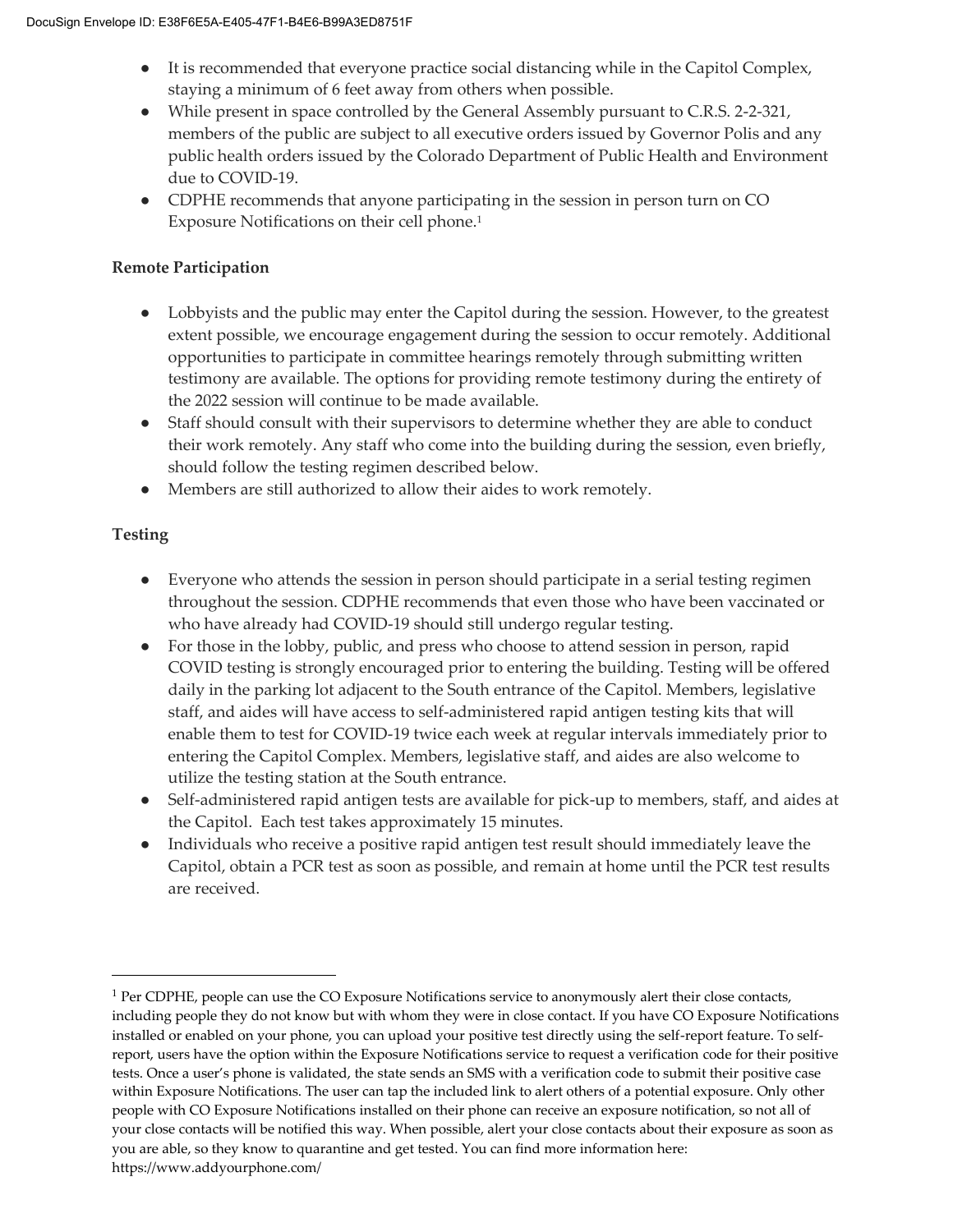- It is recommended that everyone practice social distancing while in the Capitol Complex, staying a minimum of 6 feet away from others when possible.
- While present in space controlled by the General Assembly pursuant to C.R.S. 2-2-321, members of the public are subject to all executive orders issued by Governor Polis and any public health orders issued by the Colorado Department of Public Health and Environment due to COVID-19.
- CDPHE recommends that anyone participating in the session in person turn on CO Exposure Notifications on their cell phone.[1]

**Remote Participation**

- Lobbyists and the public may enter the Capitol during the session. However, to the greatest extent possible, we encourage engagement during the session to occur remotely. Additional opportunities to participate in committee hearings remotely through submitting written testimony are available. The options for providing remote testimony during the entirety of the 2022 session will continue to be made available.
- Staff should consult with their supervisors to determine whether they are able to conduct their work remotely. Any staff who come into the building during the session, even briefly, should follow the testing regimen described below.
- Members are still authorized to allow their aides to work remotely.

**Testing**

- Everyone who attends the session in person should participate in a serial testing regimen throughout the session. CDPHE recommends that even those who have been vaccinated or who have already had COVID-19 should still undergo regular testing.
- For those in the lobby, public, and press who choose to attend session in person, rapid COVID testing is strongly encouraged prior to entering the building. Testing will be offered daily in the parking lot adjacent to the South entrance of the Capitol. Members, legislative staff, and aides will have access to self-administered rapid antigen testing kits that will enable them to test for COVID-19 twice each week at regular intervals immediately prior to entering the Capitol Complex. Members, legislative staff, and aides are also welcome to utilize the testing station at the South entrance.
- Self-administered rapid antigen tests are available for pick-up to members, staff, and aides at the Capitol. Each test takes approximately 15 minutes.
- Individuals who receive a positive rapid antigen test result should immediately leave the Capitol, obtain a PCR test as soon as possible, and remain at home until the PCR test results are received.

---

[1] Per CDPHE, people can use the CO Exposure Notifications service to anonymously alert their close contacts, including people they do not know but with whom they were in close contact. If you have CO Exposure Notifications installed or enabled on your phone, you can upload your positive test directly using the self-report feature. To self-report, users have the option within the Exposure Notifications service to request a verification code for their positive tests. Once a user's phone is validated, the state sends an SMS with a verification code to submit their positive case within Exposure Notifications. The user can tap the included link to alert others of a potential exposure. Only other people with CO Exposure Notifications installed on their phone can receive an exposure notification, so not all of your close contacts will be notified this way. When possible, alert your close contacts about their exposure as soon as you are able, so they know to quarantine and get tested. You can find more information here: https://www.addyourphone.com/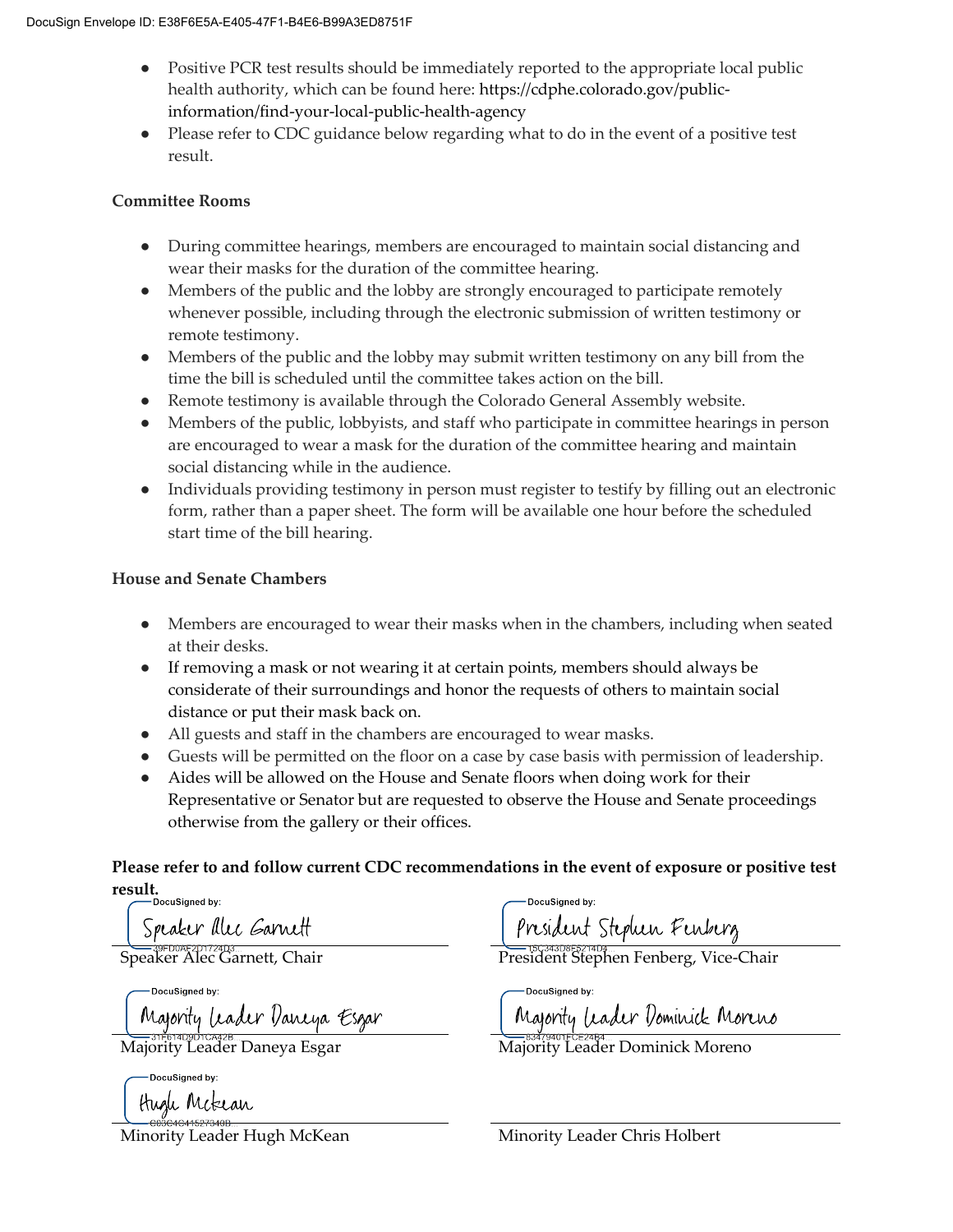- Positive PCR test results should be immediately reported to the appropriate local public health authority, which can be found here: https://cdphe.colorado.gov/public-information/find-your-local-public-health-agency
- Please refer to CDC guidance below regarding what to do in the event of a positive test result.

**Committee Rooms**

- During committee hearings, members are encouraged to maintain social distancing and wear their masks for the duration of the committee hearing.
- Members of the public and the lobby are strongly encouraged to participate remotely whenever possible, including through the electronic submission of written testimony or remote testimony.
- Members of the public and the lobby may submit written testimony on any bill from the time the bill is scheduled until the committee takes action on the bill.
- Remote testimony is available through the Colorado General Assembly website.
- Members of the public, lobbyists, and staff who participate in committee hearings in person are encouraged to wear a mask for the duration of the committee hearing and maintain social distancing while in the audience.
- Individuals providing testimony in person must register to testify by filling out an electronic form, rather than a paper sheet. The form will be available one hour before the scheduled start time of the bill hearing.

**House and Senate Chambers**

- Members are encouraged to wear their masks when in the chambers, including when seated at their desks.
- If removing a mask or not wearing it at certain points, members should always be considerate of their surroundings and honor the requests of others to maintain social distance or put their mask back on.
- All guests and staff in the chambers are encouraged to wear masks.
- Guests will be permitted on the floor on a case by case basis with permission of leadership.
- Aides will be allowed on the House and Senate floors when doing work for their Representative or Senator but are requested to observe the House and Senate proceedings otherwise from the gallery or their offices.

**Please refer to and follow current CDC recommendations in the event of exposure or positive test result.**

DocuSigned by: Speaker Alec Garnett
Speaker Alec Garnett, Chair

DocuSigned by: President Stephen Fenberg
President Stephen Fenberg, Vice-Chair

DocuSigned by: Majority Leader Daneya Esgar
Majority Leader Daneya Esgar

DocuSigned by: Majority Leader Dominick Moreno
Majority Leader Dominick Moreno

DocuSigned by: Hugh McKean
Minority Leader Hugh McKean

Minority Leader Chris Holbert